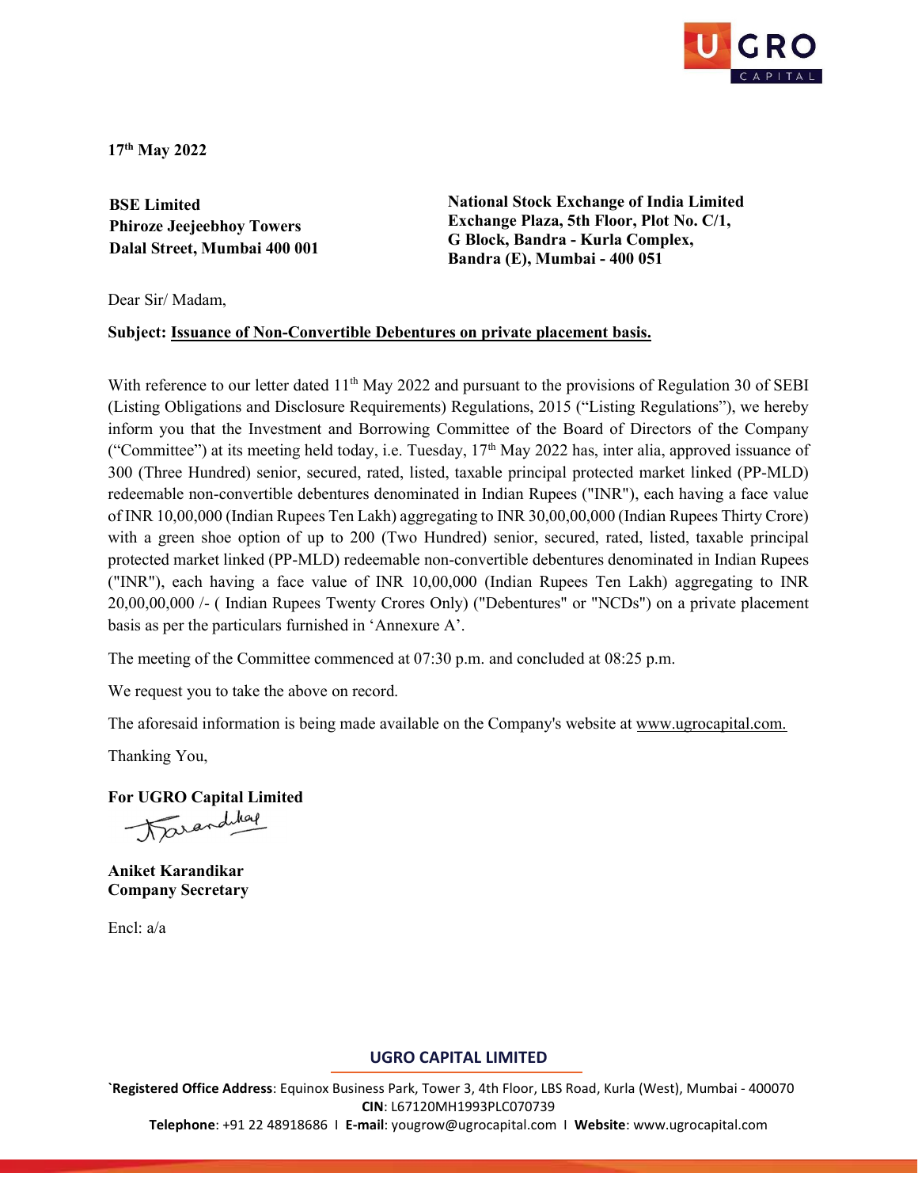17th May 2022

**BSE Limited**
**Phiroze Jeejeebhoy Towers**
**Dalal Street, Mumbai 400 001**

**National Stock Exchange of India Limited**
**Exchange Plaza, 5th Floor, Plot No. C/1,**
**G Block, Bandra - Kurla Complex,**
**Bandra (E), Mumbai - 400 051**

Dear Sir/ Madam,

**Subject: Issuance of Non-Convertible Debentures on private placement basis.**

With reference to our letter dated 11th May 2022 and pursuant to the provisions of Regulation 30 of SEBI (Listing Obligations and Disclosure Requirements) Regulations, 2015 ("Listing Regulations"), we hereby inform you that the Investment and Borrowing Committee of the Board of Directors of the Company ("Committee") at its meeting held today, i.e. Tuesday, 17th May 2022 has, inter alia, approved issuance of 300 (Three Hundred) senior, secured, rated, listed, taxable principal protected market linked (PP-MLD) redeemable non-convertible debentures denominated in Indian Rupees ("INR"), each having a face value of INR 10,00,000 (Indian Rupees Ten Lakh) aggregating to INR 30,00,00,000 (Indian Rupees Thirty Crore) with a green shoe option of up to 200 (Two Hundred) senior, secured, rated, listed, taxable principal protected market linked (PP-MLD) redeemable non-convertible debentures denominated in Indian Rupees ("INR"), each having a face value of INR 10,00,000 (Indian Rupees Ten Lakh) aggregating to INR 20,00,00,000 /- ( Indian Rupees Twenty Crores Only) ("Debentures" or "NCDs") on a private placement basis as per the particulars furnished in 'Annexure A'.

The meeting of the Committee commenced at 07:30 p.m. and concluded at 08:25 p.m.

We request you to take the above on record.

The aforesaid information is being made available on the Company's website at www.ugrocapital.com.

Thanking You,

**For UGRO Capital Limited**

**Aniket Karandikar**
**Company Secretary**

Encl: a/a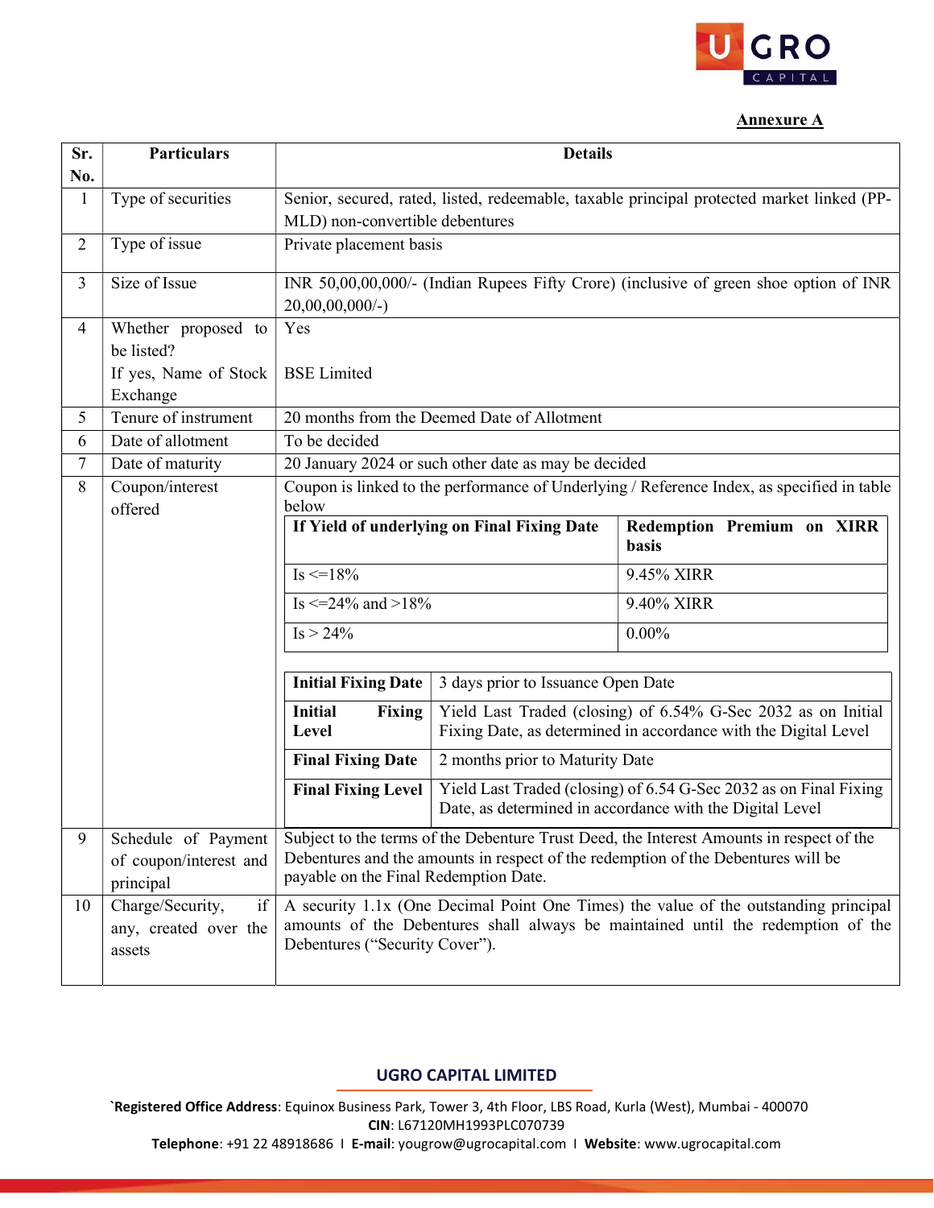**Annexure A**

| Sr. No. | Particulars | Details |
|---|---|---|
| 1 | Type of securities | Senior, secured, rated, listed, redeemable, taxable principal protected market linked (PP-MLD) non-convertible debentures |
| 2 | Type of issue | Private placement basis |
| 3 | Size of Issue | INR 50,00,00,000/- (Indian Rupees Fifty Crore) (inclusive of green shoe option of INR 20,00,00,000/-) |
| 4 | Whether proposed to be listed?<br>If yes, Name of Stock Exchange | Yes<br>BSE Limited |
| 5 | Tenure of instrument | 20 months from the Deemed Date of Allotment |
| 6 | Date of allotment | To be decided |
| 7 | Date of maturity | 20 January 2024 or such other date as may be decided |
| 8 | Coupon/interest offered | Coupon is linked to the performance of Underlying / Reference Index, as specified in table below |
| 9 | Schedule of Payment of coupon/interest and principal | Subject to the terms of the Debenture Trust Deed, the Interest Amounts in respect of the Debentures and the amounts in respect of the redemption of the Debentures will be payable on the Final Redemption Date. |
| 10 | Charge/Security, if any, created over the assets | A security 1.1x (One Decimal Point One Times) the value of the outstanding principal amounts of the Debentures shall always be maintained until the redemption of the Debentures ("Security Cover"). |

Coupon table (Sr. No. 8):

| If Yield of underlying on Final Fixing Date | Redemption Premium on XIRR basis |
|---|---|
| Is <=18% | 9.45% XIRR |
| Is <=24% and >18% | 9.40% XIRR |
| Is > 24% | 0.00% |

| | |
|---|---|
| **Initial Fixing Date** | 3 days prior to Issuance Open Date |
| **Initial Fixing Level** | Yield Last Traded (closing) of 6.54% G-Sec 2032 as on Initial Fixing Date, as determined in accordance with the Digital Level |
| **Final Fixing Date** | 2 months prior to Maturity Date |
| **Final Fixing Level** | Yield Last Traded (closing) of 6.54 G-Sec 2032 as on Final Fixing Date, as determined in accordance with the Digital Level |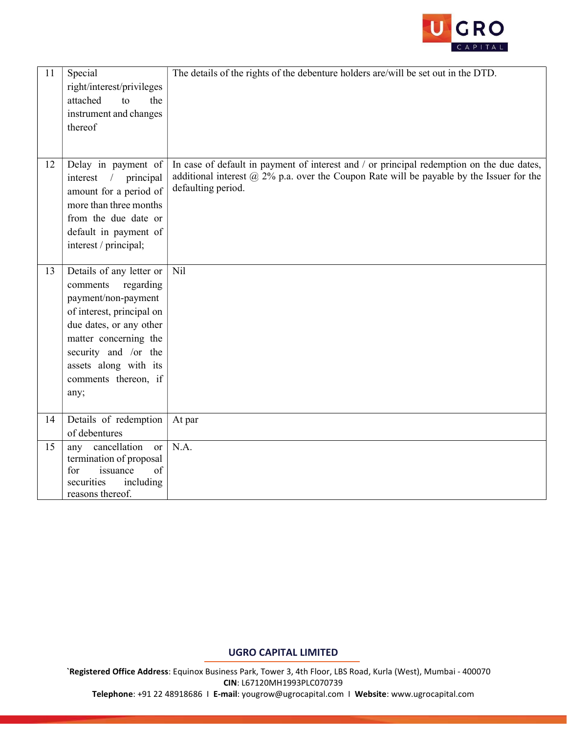| | | |
|---|---|---|
| 11 | Special right/interest/privileges attached to the instrument and changes thereof | The details of the rights of the debenture holders are/will be set out in the DTD. |
| 12 | Delay in payment of interest / principal amount for a period of more than three months from the due date or default in payment of interest / principal; | In case of default in payment of interest and / or principal redemption on the due dates, additional interest @ 2% p.a. over the Coupon Rate will be payable by the Issuer for the defaulting period. |
| 13 | Details of any letter or comments regarding payment/non-payment of interest, principal on due dates, or any other matter concerning the security and /or the assets along with its comments thereon, if any; | Nil |
| 14 | Details of redemption of debentures | At par |
| 15 | any cancellation or termination of proposal for issuance of securities including reasons thereof. | N.A. |